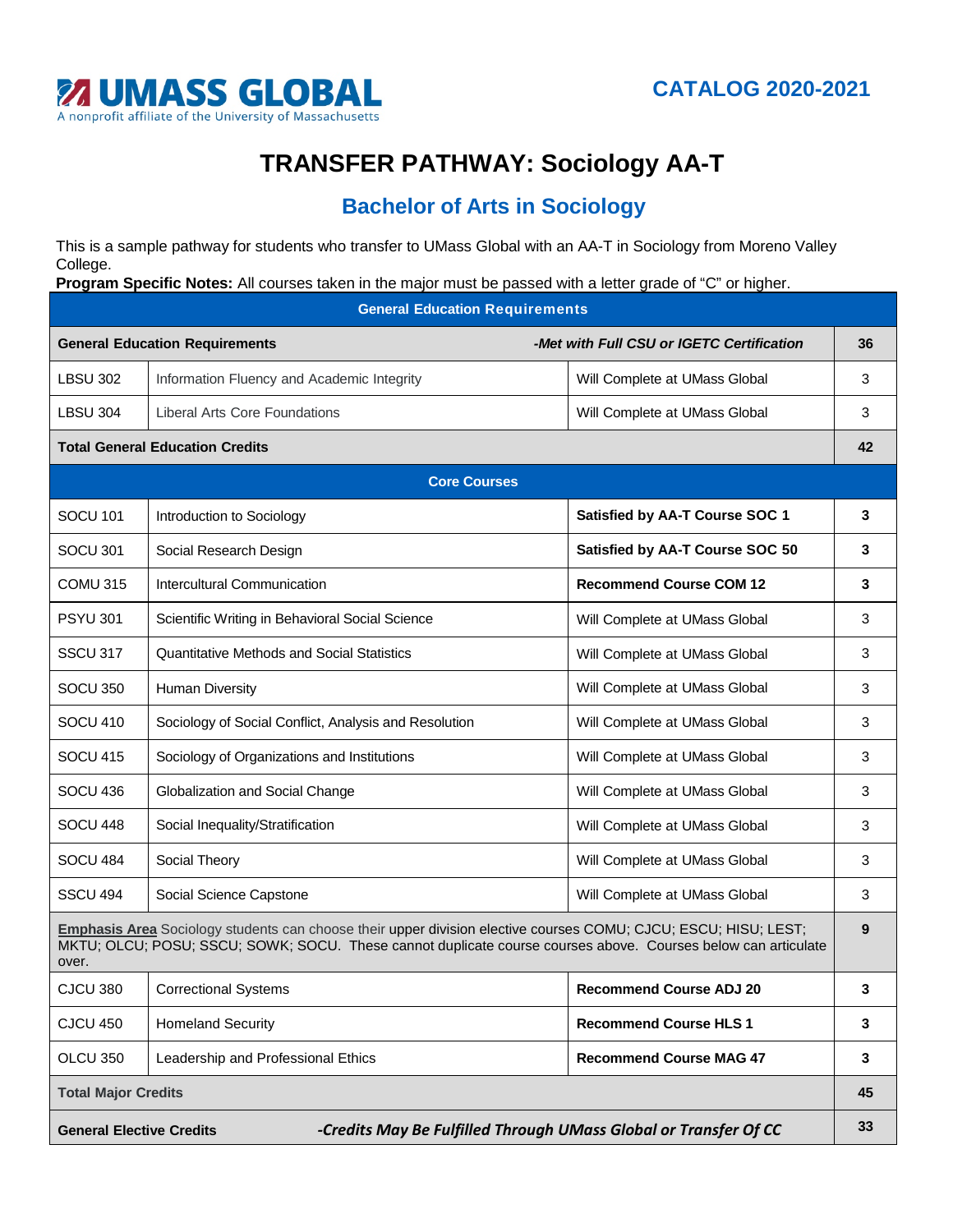UMASS GLOBAL
A nonprofit affiliate of the University of Massachusetts

**CATALOG 2020-2021**

# TRANSFER PATHWAY: Sociology AA-T

## Bachelor of Arts in Sociology

This is a sample pathway for students who transfer to UMass Global with an AA-T in Sociology from Moreno Valley College.

**Program Specific Notes:** All courses taken in the major must be passed with a letter grade of "C" or higher.

| General Education Requirements | | | |
|---|---|---|---|
| **General Education Requirements** | | ***-Met with Full CSU or IGETC Certification*** | **36** |
| LBSU 302 | Information Fluency and Academic Integrity | Will Complete at UMass Global | 3 |
| LBSU 304 | Liberal Arts Core Foundations | Will Complete at UMass Global | 3 |
| **Total General Education Credits** | | | **42** |
| **Core Courses** | | | |
| SOCU 101 | Introduction to Sociology | **Satisfied by AA-T Course SOC 1** | **3** |
| SOCU 301 | Social Research Design | **Satisfied by AA-T Course SOC 50** | **3** |
| COMU 315 | Intercultural Communication | **Recommend Course COM 12** | **3** |
| PSYU 301 | Scientific Writing in Behavioral Social Science | Will Complete at UMass Global | 3 |
| SSCU 317 | Quantitative Methods and Social Statistics | Will Complete at UMass Global | 3 |
| SOCU 350 | Human Diversity | Will Complete at UMass Global | 3 |
| SOCU 410 | Sociology of Social Conflict, Analysis and Resolution | Will Complete at UMass Global | 3 |
| SOCU 415 | Sociology of Organizations and Institutions | Will Complete at UMass Global | 3 |
| SOCU 436 | Globalization and Social Change | Will Complete at UMass Global | 3 |
| SOCU 448 | Social Inequality/Stratification | Will Complete at UMass Global | 3 |
| SOCU 484 | Social Theory | Will Complete at UMass Global | 3 |
| SSCU 494 | Social Science Capstone | Will Complete at UMass Global | 3 |
| **Emphasis Area** Sociology students can choose their upper division elective courses COMU; CJCU; ESCU; HISU; LEST; MKTU; OLCU; POSU; SSCU; SOWK; SOCU. These cannot duplicate course courses above. Courses below can articulate over. | | | **9** |
| CJCU 380 | Correctional Systems | **Recommend Course ADJ 20** | **3** |
| CJCU 450 | Homeland Security | **Recommend Course HLS 1** | **3** |
| OLCU 350 | Leadership and Professional Ethics | **Recommend Course MAG 47** | **3** |
| **Total Major Credits** | | | **45** |
| **General Elective Credits** | | ***-Credits May Be Fulfilled Through UMass Global or Transfer Of CC*** | **33** |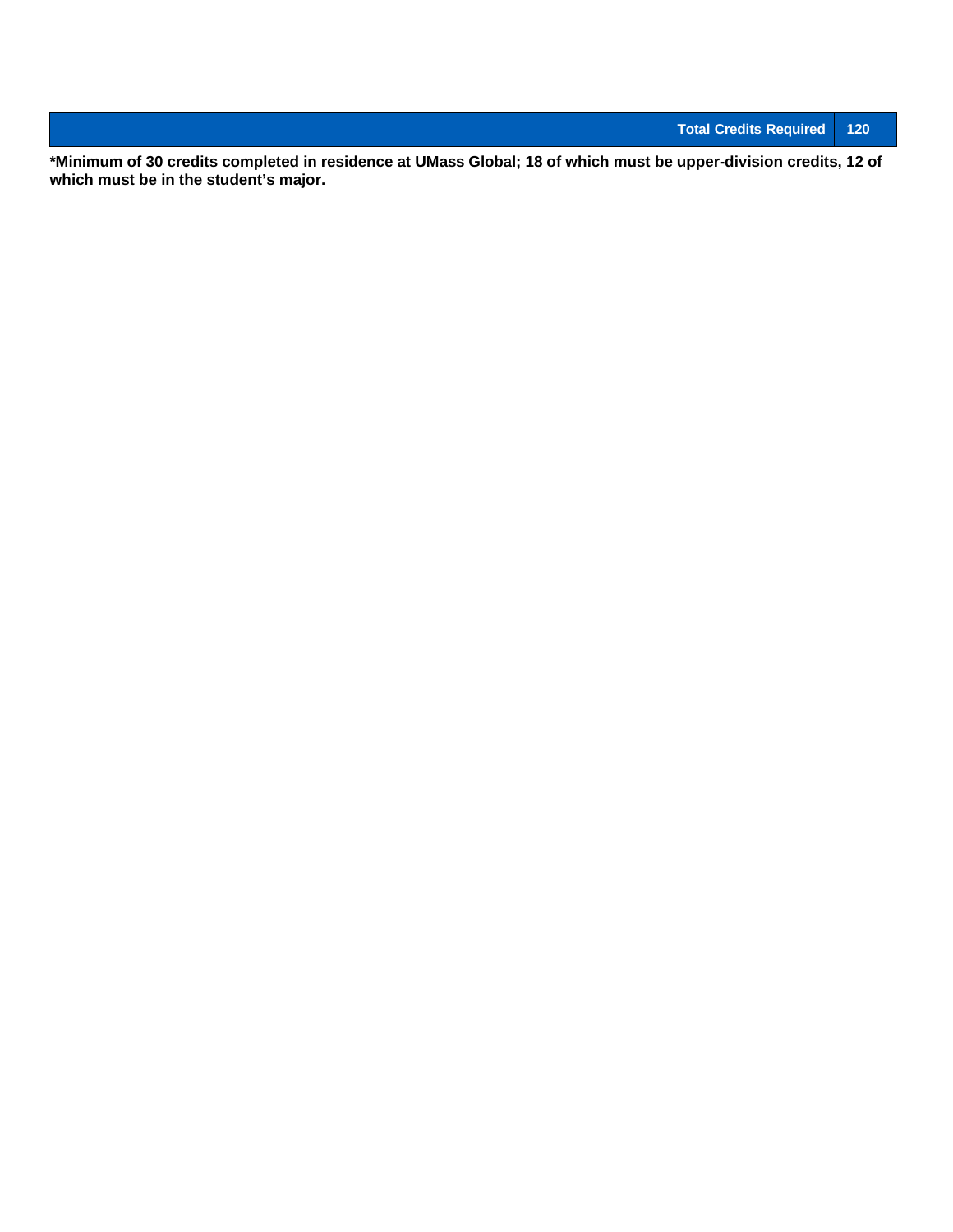| | |
|---|---|
| **Total Credits Required** | **120** |

**\*Minimum of 30 credits completed in residence at UMass Global; 18 of which must be upper-division credits, 12 of which must be in the student's major.**